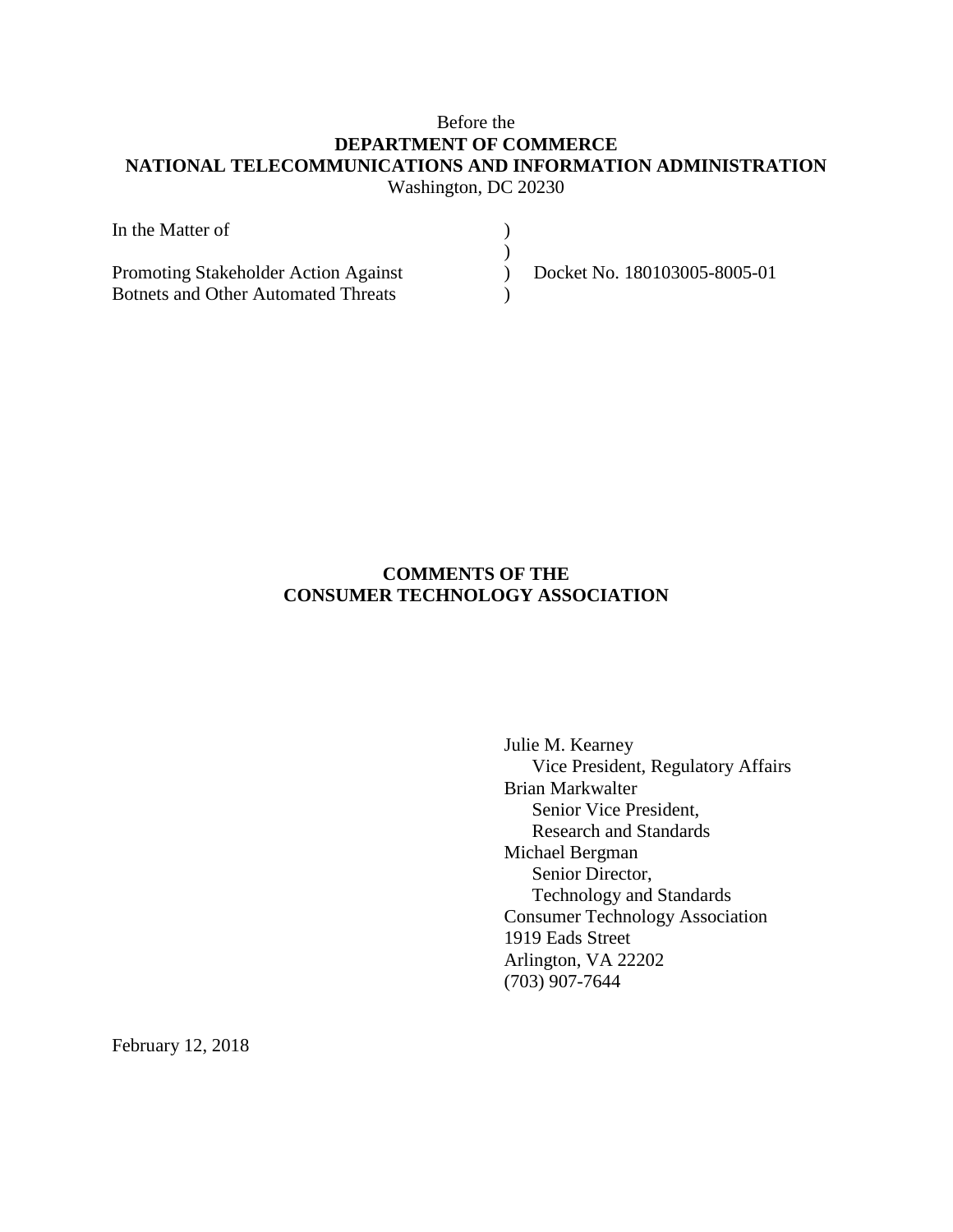Before the

**DEPARTMENT OF COMMERCE**

**NATIONAL TELECOMMUNICATIONS AND INFORMATION ADMINISTRATION**

Washington, DC 20230

| | | |
|---|---|---|
| In the Matter of | ) | |
| | ) | |
| Promoting Stakeholder Action Against | ) | Docket No. 180103005-8005-01 |
| Botnets and Other Automated Threats | ) | |

**COMMENTS OF THE**
**CONSUMER TECHNOLOGY ASSOCIATION**

Julie M. Kearney
Vice President, Regulatory Affairs
Brian Markwalter
Senior Vice President,
Research and Standards
Michael Bergman
Senior Director,
Technology and Standards
Consumer Technology Association
1919 Eads Street
Arlington, VA 22202
(703) 907-7644

February 12, 2018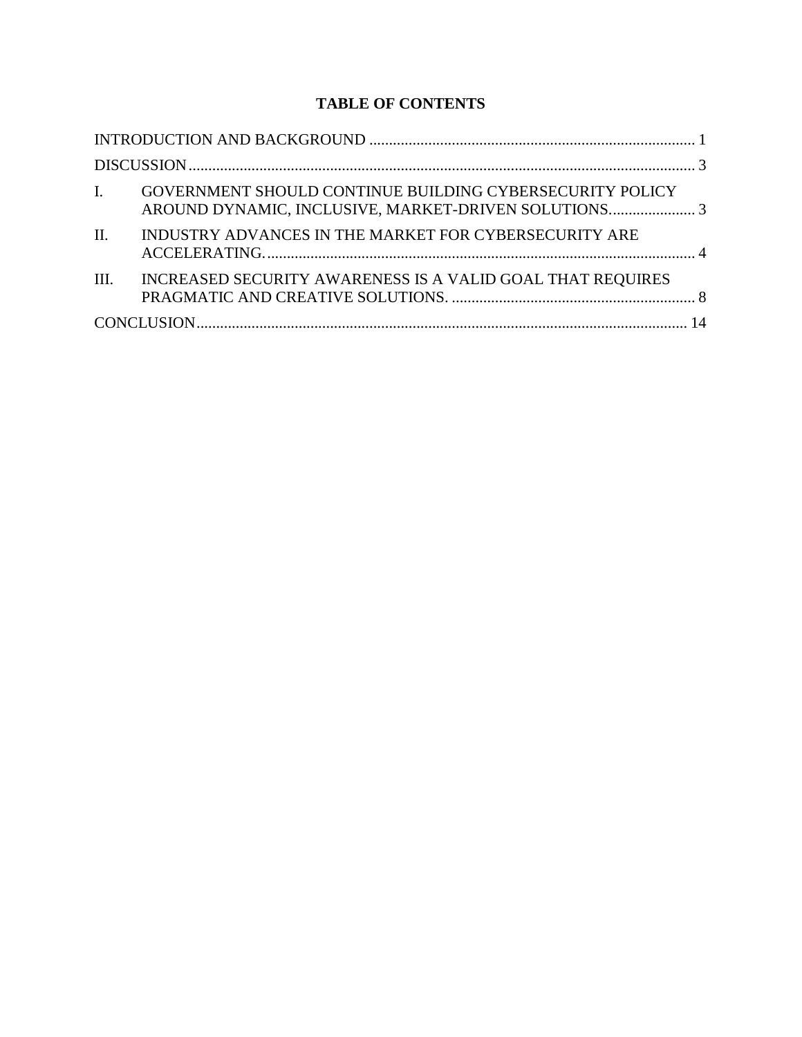**TABLE OF CONTENTS**

INTRODUCTION AND BACKGROUND .................................................................................. 1

DISCUSSION .................................................................................................................. 3

I. GOVERNMENT SHOULD CONTINUE BUILDING CYBERSECURITY POLICY AROUND DYNAMIC, INCLUSIVE, MARKET-DRIVEN SOLUTIONS...................... 3

II. INDUSTRY ADVANCES IN THE MARKET FOR CYBERSECURITY ARE ACCELERATING. ............................................................................................................ 4

III. INCREASED SECURITY AWARENESS IS A VALID GOAL THAT REQUIRES PRAGMATIC AND CREATIVE SOLUTIONS. .............................................................. 8

CONCLUSION ................................................................................................................ 14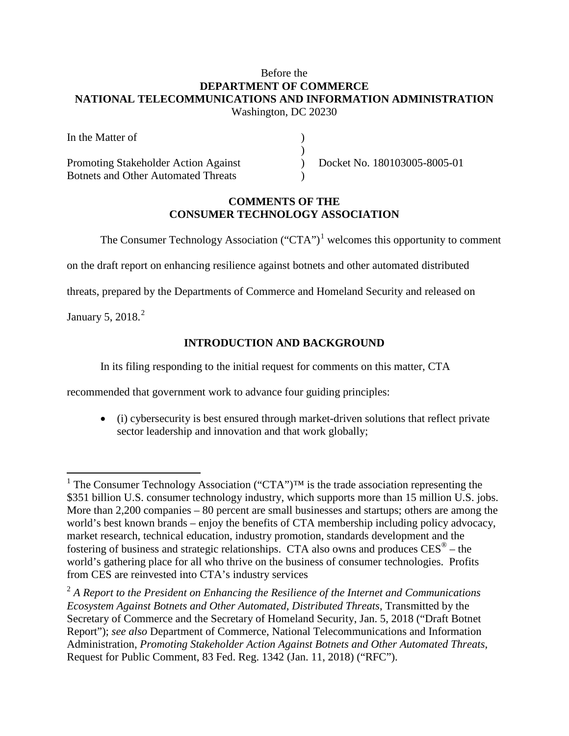Before the
**DEPARTMENT OF COMMERCE**
**NATIONAL TELECOMMUNICATIONS AND INFORMATION ADMINISTRATION**
Washington, DC 20230

| | | |
|---|---|---|
| In the Matter of | ) | |
| | ) | |
| Promoting Stakeholder Action Against | ) | Docket No. 180103005-8005-01 |
| Botnets and Other Automated Threats | ) | |

**COMMENTS OF THE**
**CONSUMER TECHNOLOGY ASSOCIATION**

The Consumer Technology Association ("CTA")[1] welcomes this opportunity to comment on the draft report on enhancing resilience against botnets and other automated distributed threats, prepared by the Departments of Commerce and Homeland Security and released on January 5, 2018.[2]

## INTRODUCTION AND BACKGROUND

In its filing responding to the initial request for comments on this matter, CTA recommended that government work to advance four guiding principles:

- (i) cybersecurity is best ensured through market-driven solutions that reflect private sector leadership and innovation and that work globally;

---

[1] The Consumer Technology Association ("CTA")™ is the trade association representing the $351 billion U.S. consumer technology industry, which supports more than 15 million U.S. jobs. More than 2,200 companies – 80 percent are small businesses and startups; others are among the world's best known brands – enjoy the benefits of CTA membership including policy advocacy, market research, technical education, industry promotion, standards development and the fostering of business and strategic relationships. CTA also owns and produces CES® – the world's gathering place for all who thrive on the business of consumer technologies. Profits from CES are reinvested into CTA's industry services

[2] *A Report to the President on Enhancing the Resilience of the Internet and Communications Ecosystem Against Botnets and Other Automated, Distributed Threats*, Transmitted by the Secretary of Commerce and the Secretary of Homeland Security, Jan. 5, 2018 ("Draft Botnet Report"); *see also* Department of Commerce, National Telecommunications and Information Administration, *Promoting Stakeholder Action Against Botnets and Other Automated Threats*, Request for Public Comment, 83 Fed. Reg. 1342 (Jan. 11, 2018) ("RFC").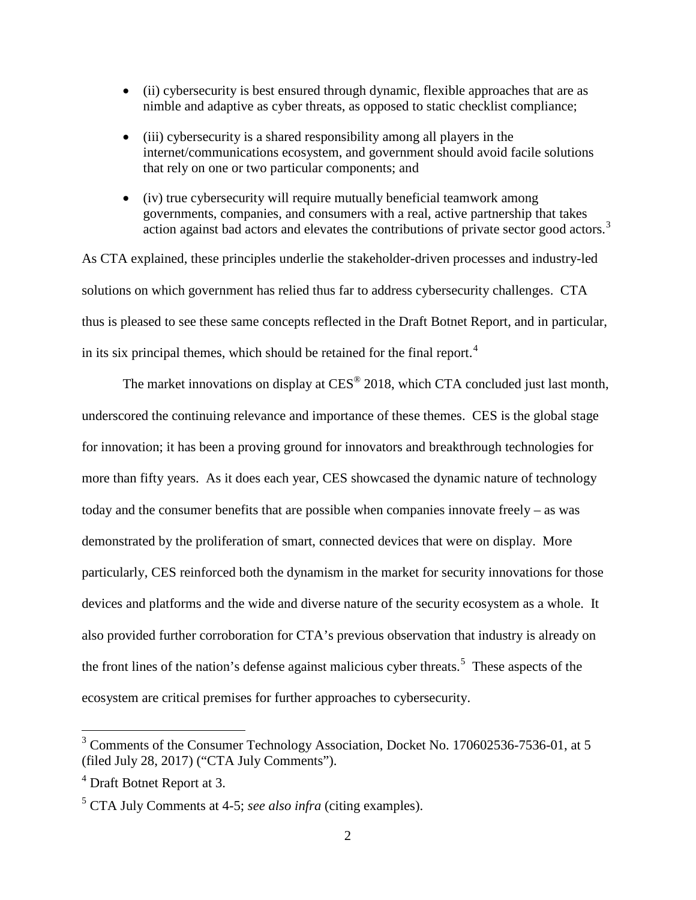- (ii) cybersecurity is best ensured through dynamic, flexible approaches that are as nimble and adaptive as cyber threats, as opposed to static checklist compliance;
- (iii) cybersecurity is a shared responsibility among all players in the internet/communications ecosystem, and government should avoid facile solutions that rely on one or two particular components; and
- (iv) true cybersecurity will require mutually beneficial teamwork among governments, companies, and consumers with a real, active partnership that takes action against bad actors and elevates the contributions of private sector good actors.[3]

As CTA explained, these principles underlie the stakeholder-driven processes and industry-led solutions on which government has relied thus far to address cybersecurity challenges. CTA thus is pleased to see these same concepts reflected in the Draft Botnet Report, and in particular, in its six principal themes, which should be retained for the final report.[4]

The market innovations on display at CES® 2018, which CTA concluded just last month, underscored the continuing relevance and importance of these themes. CES is the global stage for innovation; it has been a proving ground for innovators and breakthrough technologies for more than fifty years. As it does each year, CES showcased the dynamic nature of technology today and the consumer benefits that are possible when companies innovate freely – as was demonstrated by the proliferation of smart, connected devices that were on display. More particularly, CES reinforced both the dynamism in the market for security innovations for those devices and platforms and the wide and diverse nature of the security ecosystem as a whole. It also provided further corroboration for CTA's previous observation that industry is already on the front lines of the nation's defense against malicious cyber threats.[5] These aspects of the ecosystem are critical premises for further approaches to cybersecurity.

---

[3] Comments of the Consumer Technology Association, Docket No. 170602536-7536-01, at 5 (filed July 28, 2017) ("CTA July Comments").

[4] Draft Botnet Report at 3.

[5] CTA July Comments at 4-5; *see also infra* (citing examples).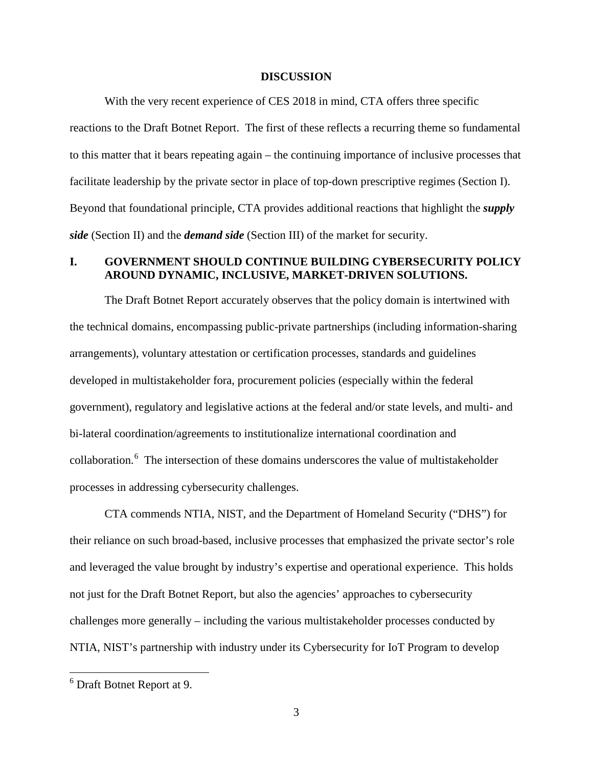## DISCUSSION

With the very recent experience of CES 2018 in mind, CTA offers three specific reactions to the Draft Botnet Report. The first of these reflects a recurring theme so fundamental to this matter that it bears repeating again – the continuing importance of inclusive processes that facilitate leadership by the private sector in place of top-down prescriptive regimes (Section I). Beyond that foundational principle, CTA provides additional reactions that highlight the ***supply side*** (Section II) and the ***demand side*** (Section III) of the market for security.

### I. GOVERNMENT SHOULD CONTINUE BUILDING CYBERSECURITY POLICY AROUND DYNAMIC, INCLUSIVE, MARKET-DRIVEN SOLUTIONS.

The Draft Botnet Report accurately observes that the policy domain is intertwined with the technical domains, encompassing public-private partnerships (including information-sharing arrangements), voluntary attestation or certification processes, standards and guidelines developed in multistakeholder fora, procurement policies (especially within the federal government), regulatory and legislative actions at the federal and/or state levels, and multi- and bi-lateral coordination/agreements to institutionalize international coordination and collaboration.[6] The intersection of these domains underscores the value of multistakeholder processes in addressing cybersecurity challenges.

CTA commends NTIA, NIST, and the Department of Homeland Security ("DHS") for their reliance on such broad-based, inclusive processes that emphasized the private sector's role and leveraged the value brought by industry's expertise and operational experience. This holds not just for the Draft Botnet Report, but also the agencies' approaches to cybersecurity challenges more generally – including the various multistakeholder processes conducted by NTIA, NIST's partnership with industry under its Cybersecurity for IoT Program to develop

---

[6] Draft Botnet Report at 9.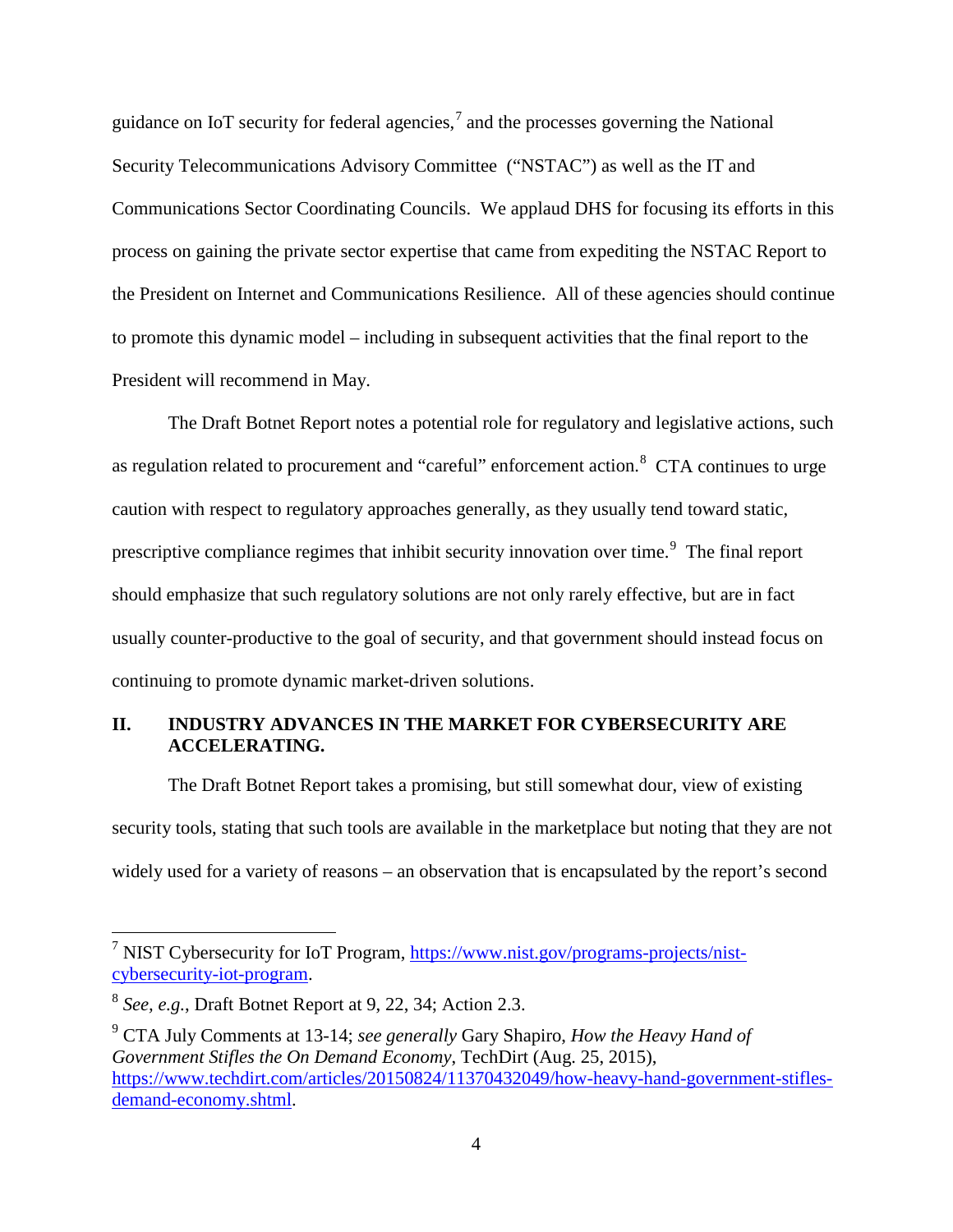guidance on IoT security for federal agencies,[7] and the processes governing the National Security Telecommunications Advisory Committee ("NSTAC") as well as the IT and Communications Sector Coordinating Councils. We applaud DHS for focusing its efforts in this process on gaining the private sector expertise that came from expediting the NSTAC Report to the President on Internet and Communications Resilience. All of these agencies should continue to promote this dynamic model – including in subsequent activities that the final report to the President will recommend in May.

The Draft Botnet Report notes a potential role for regulatory and legislative actions, such as regulation related to procurement and "careful" enforcement action.[8] CTA continues to urge caution with respect to regulatory approaches generally, as they usually tend toward static, prescriptive compliance regimes that inhibit security innovation over time.[9] The final report should emphasize that such regulatory solutions are not only rarely effective, but are in fact usually counter-productive to the goal of security, and that government should instead focus on continuing to promote dynamic market-driven solutions.

## II. INDUSTRY ADVANCES IN THE MARKET FOR CYBERSECURITY ARE ACCELERATING.

The Draft Botnet Report takes a promising, but still somewhat dour, view of existing security tools, stating that such tools are available in the marketplace but noting that they are not widely used for a variety of reasons – an observation that is encapsulated by the report's second

---

[7] NIST Cybersecurity for IoT Program, https://www.nist.gov/programs-projects/nist-cybersecurity-iot-program.

[8] *See, e.g.*, Draft Botnet Report at 9, 22, 34; Action 2.3.

[9] CTA July Comments at 13-14; *see generally* Gary Shapiro, *How the Heavy Hand of Government Stifles the On Demand Economy*, TechDirt (Aug. 25, 2015), https://www.techdirt.com/articles/20150824/11370432049/how-heavy-hand-government-stifles-demand-economy.shtml.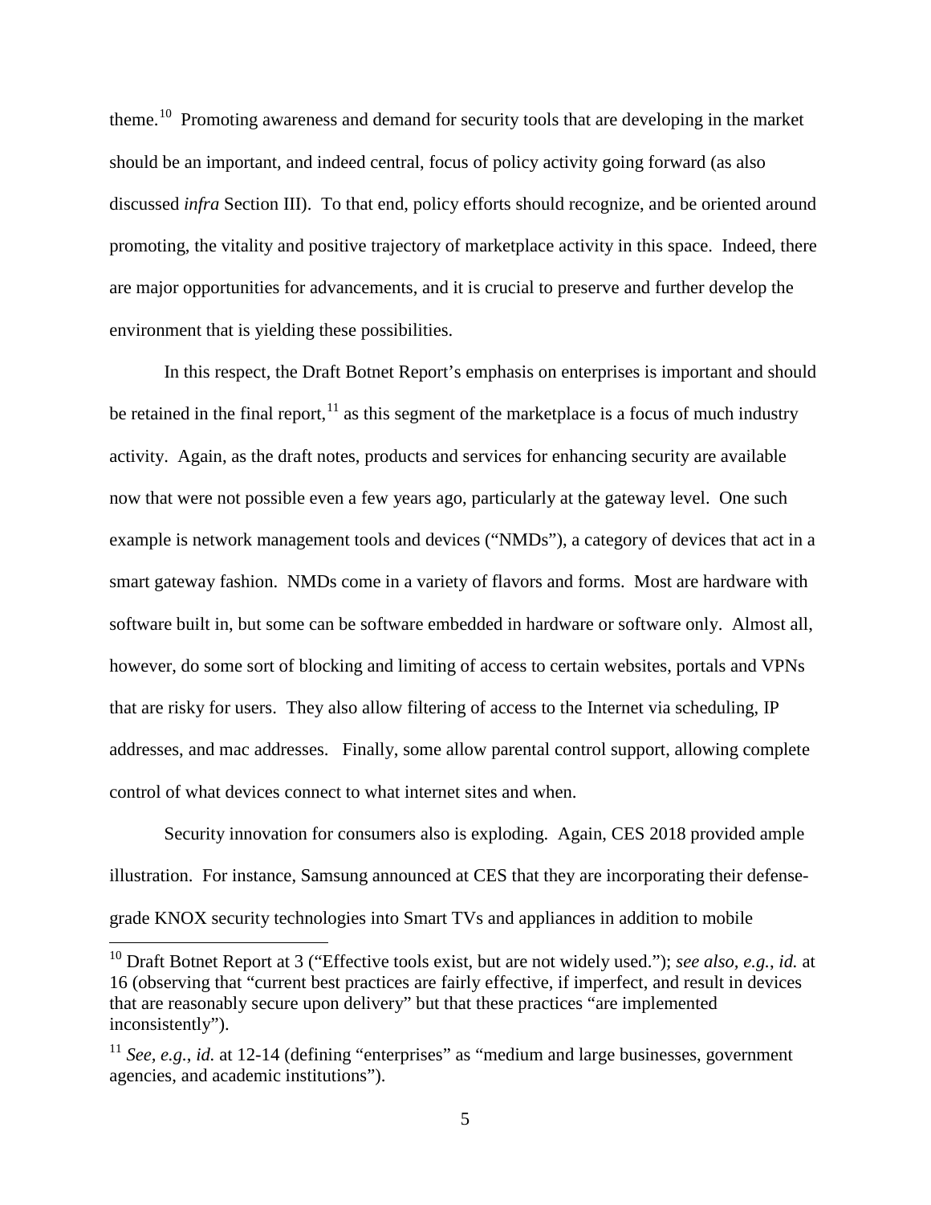theme.[10] Promoting awareness and demand for security tools that are developing in the market should be an important, and indeed central, focus of policy activity going forward (as also discussed *infra* Section III). To that end, policy efforts should recognize, and be oriented around promoting, the vitality and positive trajectory of marketplace activity in this space. Indeed, there are major opportunities for advancements, and it is crucial to preserve and further develop the environment that is yielding these possibilities.

In this respect, the Draft Botnet Report's emphasis on enterprises is important and should be retained in the final report,[11] as this segment of the marketplace is a focus of much industry activity. Again, as the draft notes, products and services for enhancing security are available now that were not possible even a few years ago, particularly at the gateway level. One such example is network management tools and devices ("NMDs"), a category of devices that act in a smart gateway fashion. NMDs come in a variety of flavors and forms. Most are hardware with software built in, but some can be software embedded in hardware or software only. Almost all, however, do some sort of blocking and limiting of access to certain websites, portals and VPNs that are risky for users. They also allow filtering of access to the Internet via scheduling, IP addresses, and mac addresses. Finally, some allow parental control support, allowing complete control of what devices connect to what internet sites and when.

Security innovation for consumers also is exploding. Again, CES 2018 provided ample illustration. For instance, Samsung announced at CES that they are incorporating their defense-grade KNOX security technologies into Smart TVs and appliances in addition to mobile

[10] Draft Botnet Report at 3 ("Effective tools exist, but are not widely used."); *see also, e.g.*, *id.* at 16 (observing that "current best practices are fairly effective, if imperfect, and result in devices that are reasonably secure upon delivery" but that these practices "are implemented inconsistently").

[11] *See, e.g.*, *id.* at 12-14 (defining "enterprises" as "medium and large businesses, government agencies, and academic institutions").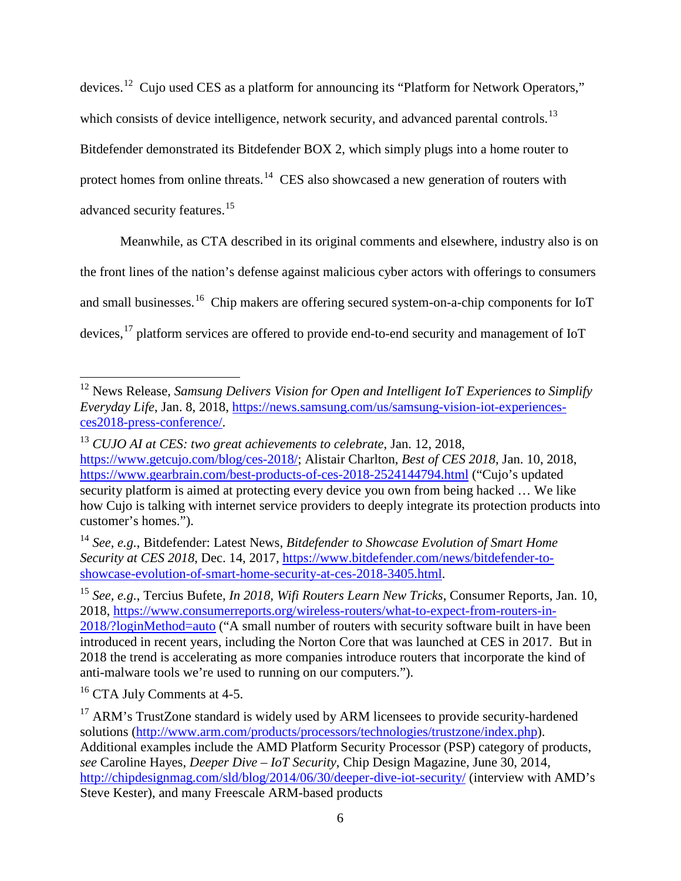devices.[12] Cujo used CES as a platform for announcing its "Platform for Network Operators," which consists of device intelligence, network security, and advanced parental controls.[13] Bitdefender demonstrated its Bitdefender BOX 2, which simply plugs into a home router to protect homes from online threats.[14] CES also showcased a new generation of routers with advanced security features.[15]

Meanwhile, as CTA described in its original comments and elsewhere, industry also is on the front lines of the nation's defense against malicious cyber actors with offerings to consumers and small businesses.[16] Chip makers are offering secured system-on-a-chip components for IoT devices,[17] platform services are offered to provide end-to-end security and management of IoT

---

[12] News Release, *Samsung Delivers Vision for Open and Intelligent IoT Experiences to Simplify Everyday Life*, Jan. 8, 2018, https://news.samsung.com/us/samsung-vision-iot-experiences-ces2018-press-conference/.

[13] *CUJO AI at CES: two great achievements to celebrate*, Jan. 12, 2018, https://www.getcujo.com/blog/ces-2018/; Alistair Charlton, *Best of CES 2018*, Jan. 10, 2018, https://www.gearbrain.com/best-products-of-ces-2018-2524144794.html ("Cujo's updated security platform is aimed at protecting every device you own from being hacked … We like how Cujo is talking with internet service providers to deeply integrate its protection products into customer's homes.").

[14] *See, e.g.*, Bitdefender: Latest News, *Bitdefender to Showcase Evolution of Smart Home Security at CES 2018*, Dec. 14, 2017, https://www.bitdefender.com/news/bitdefender-to-showcase-evolution-of-smart-home-security-at-ces-2018-3405.html.

[15] *See, e.g.*, Tercius Bufete, *In 2018, Wifi Routers Learn New Tricks*, Consumer Reports, Jan. 10, 2018, https://www.consumerreports.org/wireless-routers/what-to-expect-from-routers-in-2018/?loginMethod=auto ("A small number of routers with security software built in have been introduced in recent years, including the Norton Core that was launched at CES in 2017. But in 2018 the trend is accelerating as more companies introduce routers that incorporate the kind of anti-malware tools we're used to running on our computers.").

[16] CTA July Comments at 4-5.

[17] ARM's TrustZone standard is widely used by ARM licensees to provide security-hardened solutions (http://www.arm.com/products/processors/technologies/trustzone/index.php). Additional examples include the AMD Platform Security Processor (PSP) category of products, *see* Caroline Hayes, *Deeper Dive – IoT Security*, Chip Design Magazine, June 30, 2014, http://chipdesignmag.com/sld/blog/2014/06/30/deeper-dive-iot-security/ (interview with AMD's Steve Kester), and many Freescale ARM-based products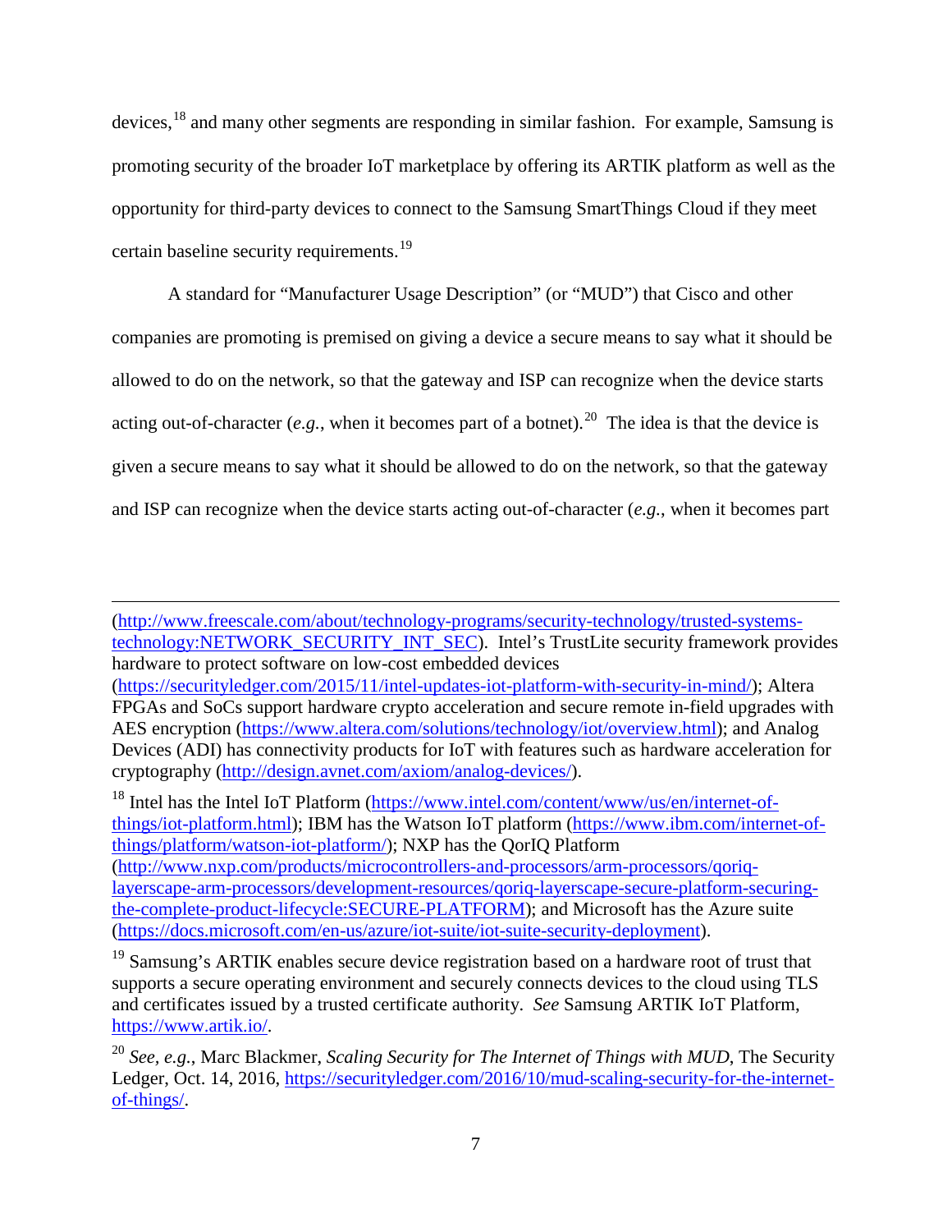devices,[18] and many other segments are responding in similar fashion. For example, Samsung is promoting security of the broader IoT marketplace by offering its ARTIK platform as well as the opportunity for third-party devices to connect to the Samsung SmartThings Cloud if they meet certain baseline security requirements.[19]

A standard for "Manufacturer Usage Description" (or "MUD") that Cisco and other companies are promoting is premised on giving a device a secure means to say what it should be allowed to do on the network, so that the gateway and ISP can recognize when the device starts acting out-of-character (*e.g.*, when it becomes part of a botnet).[20] The idea is that the device is given a secure means to say what it should be allowed to do on the network, so that the gateway and ISP can recognize when the device starts acting out-of-character (*e.g.*, when it becomes part

---

(http://www.freescale.com/about/technology-programs/security-technology/trusted-systems-technology:NETWORK_SECURITY_INT_SEC). Intel's TrustLite security framework provides hardware to protect software on low-cost embedded devices (https://securityledger.com/2015/11/intel-updates-iot-platform-with-security-in-mind/); Altera FPGAs and SoCs support hardware crypto acceleration and secure remote in-field upgrades with AES encryption (https://www.altera.com/solutions/technology/iot/overview.html); and Analog Devices (ADI) has connectivity products for IoT with features such as hardware acceleration for cryptography (http://design.avnet.com/axiom/analog-devices/).

[18] Intel has the Intel IoT Platform (https://www.intel.com/content/www/us/en/internet-of-things/iot-platform.html); IBM has the Watson IoT platform (https://www.ibm.com/internet-of-things/platform/watson-iot-platform/); NXP has the QorIQ Platform (http://www.nxp.com/products/microcontrollers-and-processors/arm-processors/qoriq-layerscape-arm-processors/development-resources/qoriq-layerscape-secure-platform-securing-the-complete-product-lifecycle:SECURE-PLATFORM); and Microsoft has the Azure suite (https://docs.microsoft.com/en-us/azure/iot-suite/iot-suite-security-deployment).

[19] Samsung's ARTIK enables secure device registration based on a hardware root of trust that supports a secure operating environment and securely connects devices to the cloud using TLS and certificates issued by a trusted certificate authority. *See* Samsung ARTIK IoT Platform, https://www.artik.io/.

[20] *See, e.g.*, Marc Blackmer, *Scaling Security for The Internet of Things with MUD*, The Security Ledger, Oct. 14, 2016, https://securityledger.com/2016/10/mud-scaling-security-for-the-internet-of-things/.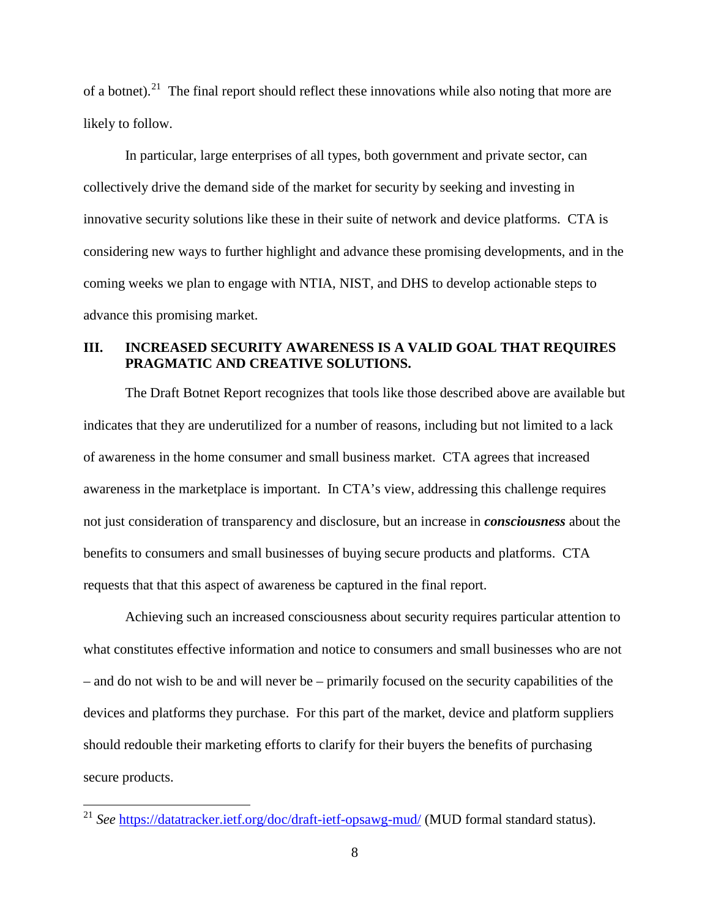of a botnet).[21] The final report should reflect these innovations while also noting that more are likely to follow.

In particular, large enterprises of all types, both government and private sector, can collectively drive the demand side of the market for security by seeking and investing in innovative security solutions like these in their suite of network and device platforms. CTA is considering new ways to further highlight and advance these promising developments, and in the coming weeks we plan to engage with NTIA, NIST, and DHS to develop actionable steps to advance this promising market.

## III. INCREASED SECURITY AWARENESS IS A VALID GOAL THAT REQUIRES PRAGMATIC AND CREATIVE SOLUTIONS.

The Draft Botnet Report recognizes that tools like those described above are available but indicates that they are underutilized for a number of reasons, including but not limited to a lack of awareness in the home consumer and small business market. CTA agrees that increased awareness in the marketplace is important. In CTA's view, addressing this challenge requires not just consideration of transparency and disclosure, but an increase in ***consciousness*** about the benefits to consumers and small businesses of buying secure products and platforms. CTA requests that that this aspect of awareness be captured in the final report.

Achieving such an increased consciousness about security requires particular attention to what constitutes effective information and notice to consumers and small businesses who are not – and do not wish to be and will never be – primarily focused on the security capabilities of the devices and platforms they purchase. For this part of the market, device and platform suppliers should redouble their marketing efforts to clarify for their buyers the benefits of purchasing secure products.

---

[21] *See* https://datatracker.ietf.org/doc/draft-ietf-opsawg-mud/ (MUD formal standard status).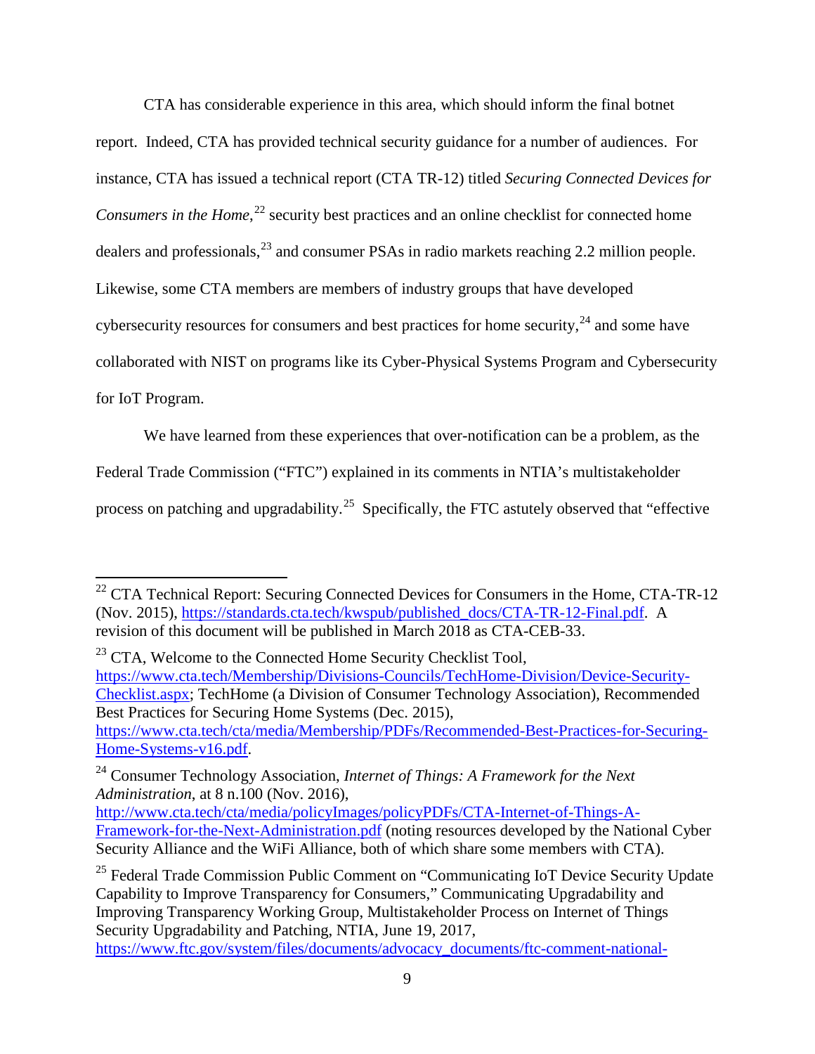CTA has considerable experience in this area, which should inform the final botnet report. Indeed, CTA has provided technical security guidance for a number of audiences. For instance, CTA has issued a technical report (CTA TR-12) titled *Securing Connected Devices for Consumers in the Home*,[22] security best practices and an online checklist for connected home dealers and professionals,[23] and consumer PSAs in radio markets reaching 2.2 million people. Likewise, some CTA members are members of industry groups that have developed cybersecurity resources for consumers and best practices for home security,[24] and some have collaborated with NIST on programs like its Cyber-Physical Systems Program and Cybersecurity for IoT Program.

We have learned from these experiences that over-notification can be a problem, as the Federal Trade Commission ("FTC") explained in its comments in NTIA's multistakeholder process on patching and upgradability.[25] Specifically, the FTC astutely observed that "effective

---

[22] CTA Technical Report: Securing Connected Devices for Consumers in the Home, CTA-TR-12 (Nov. 2015), https://standards.cta.tech/kwspub/published_docs/CTA-TR-12-Final.pdf. A revision of this document will be published in March 2018 as CTA-CEB-33.

[23] CTA, Welcome to the Connected Home Security Checklist Tool, https://www.cta.tech/Membership/Divisions-Councils/TechHome-Division/Device-Security-Checklist.aspx; TechHome (a Division of Consumer Technology Association), Recommended Best Practices for Securing Home Systems (Dec. 2015), https://www.cta.tech/cta/media/Membership/PDFs/Recommended-Best-Practices-for-Securing-Home-Systems-v16.pdf.

[24] Consumer Technology Association, *Internet of Things: A Framework for the Next Administration*, at 8 n.100 (Nov. 2016), http://www.cta.tech/cta/media/policyImages/policyPDFs/CTA-Internet-of-Things-A-Framework-for-the-Next-Administration.pdf (noting resources developed by the National Cyber Security Alliance and the WiFi Alliance, both of which share some members with CTA).

[25] Federal Trade Commission Public Comment on "Communicating IoT Device Security Update Capability to Improve Transparency for Consumers," Communicating Upgradability and Improving Transparency Working Group, Multistakeholder Process on Internet of Things Security Upgradability and Patching, NTIA, June 19, 2017, https://www.ftc.gov/system/files/documents/advocacy_documents/ftc-comment-national-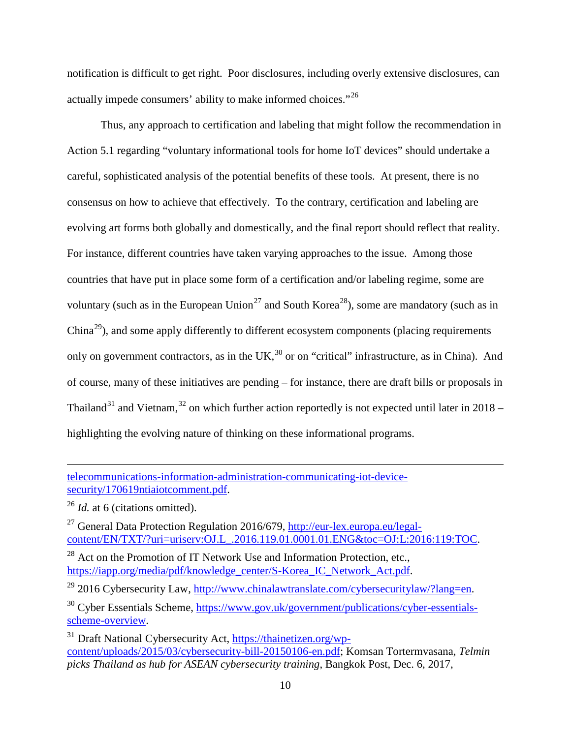notification is difficult to get right. Poor disclosures, including overly extensive disclosures, can actually impede consumers' ability to make informed choices."[26]

Thus, any approach to certification and labeling that might follow the recommendation in Action 5.1 regarding "voluntary informational tools for home IoT devices" should undertake a careful, sophisticated analysis of the potential benefits of these tools. At present, there is no consensus on how to achieve that effectively. To the contrary, certification and labeling are evolving art forms both globally and domestically, and the final report should reflect that reality. For instance, different countries have taken varying approaches to the issue. Among those countries that have put in place some form of a certification and/or labeling regime, some are voluntary (such as in the European Union[27] and South Korea[28]), some are mandatory (such as in China[29]), and some apply differently to different ecosystem components (placing requirements only on government contractors, as in the UK,[30] or on "critical" infrastructure, as in China). And of course, many of these initiatives are pending – for instance, there are draft bills or proposals in Thailand[31] and Vietnam,[32] on which further action reportedly is not expected until later in 2018 – highlighting the evolving nature of thinking on these informational programs.

---

telecommunications-information-administration-communicating-iot-device-security/170619ntiaiotcomment.pdf.

[26] *Id.* at 6 (citations omitted).

[27] General Data Protection Regulation 2016/679, http://eur-lex.europa.eu/legal-content/EN/TXT/?uri=uriserv:OJ.L_.2016.119.01.0001.01.ENG&toc=OJ:L:2016:119:TOC.

[28] Act on the Promotion of IT Network Use and Information Protection, etc., https://iapp.org/media/pdf/knowledge_center/S-Korea_IC_Network_Act.pdf.

[29] 2016 Cybersecurity Law, http://www.chinalawtranslate.com/cybersecuritylaw/?lang=en.

[30] Cyber Essentials Scheme, https://www.gov.uk/government/publications/cyber-essentials-scheme-overview.

[31] Draft National Cybersecurity Act, https://thainetizen.org/wp-content/uploads/2015/03/cybersecurity-bill-20150106-en.pdf; Komsan Tortermvasana, *Telmin picks Thailand as hub for ASEAN cybersecurity training*, Bangkok Post, Dec. 6, 2017,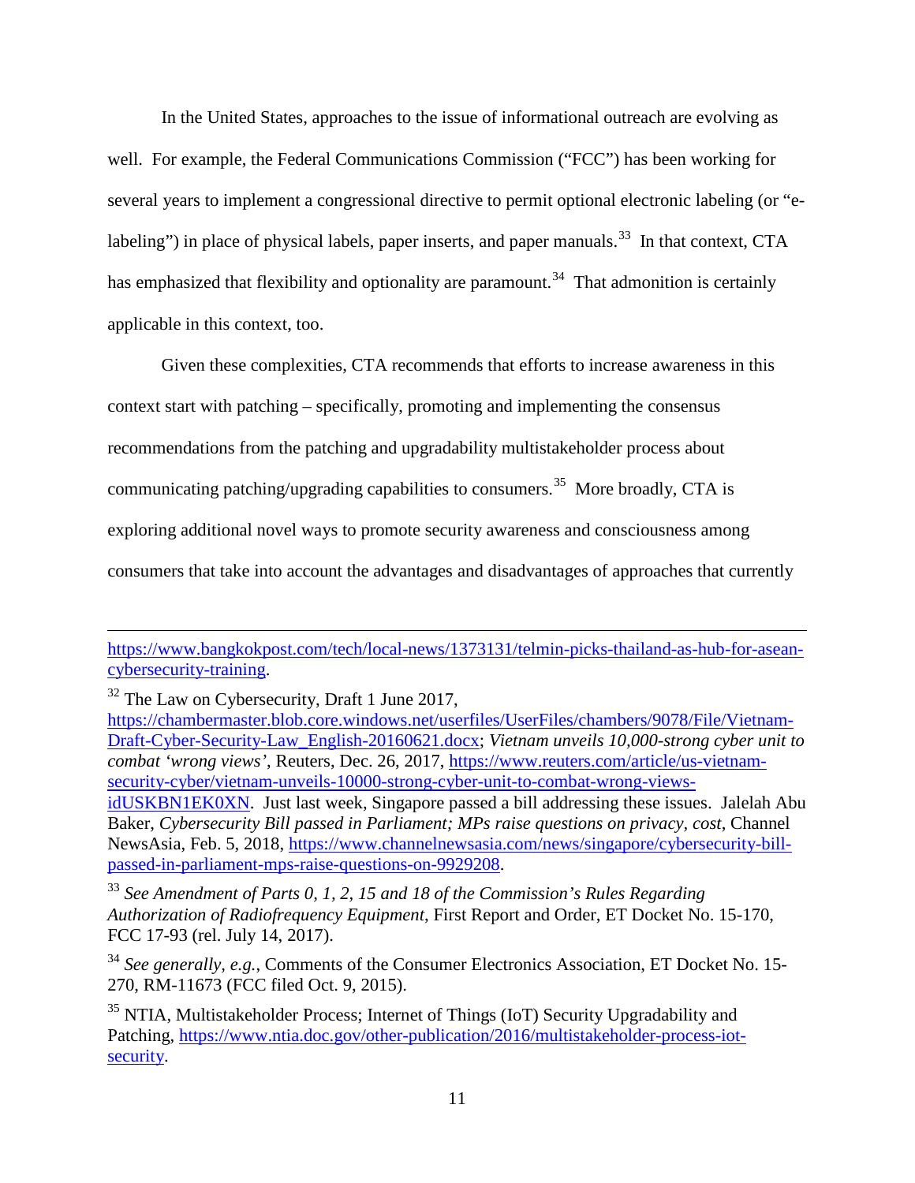In the United States, approaches to the issue of informational outreach are evolving as well. For example, the Federal Communications Commission ("FCC") has been working for several years to implement a congressional directive to permit optional electronic labeling (or "e-labeling") in place of physical labels, paper inserts, and paper manuals.[33] In that context, CTA has emphasized that flexibility and optionality are paramount.[34] That admonition is certainly applicable in this context, too.

Given these complexities, CTA recommends that efforts to increase awareness in this context start with patching – specifically, promoting and implementing the consensus recommendations from the patching and upgradability multistakeholder process about communicating patching/upgrading capabilities to consumers.[35] More broadly, CTA is exploring additional novel ways to promote security awareness and consciousness among consumers that take into account the advantages and disadvantages of approaches that currently

---

https://www.bangkokpost.com/tech/local-news/1373131/telmin-picks-thailand-as-hub-for-asean-cybersecurity-training.

[32] The Law on Cybersecurity, Draft 1 June 2017, https://chambermaster.blob.core.windows.net/userfiles/UserFiles/chambers/9078/File/Vietnam-Draft-Cyber-Security-Law_English-20160621.docx; *Vietnam unveils 10,000-strong cyber unit to combat 'wrong views'*, Reuters, Dec. 26, 2017, https://www.reuters.com/article/us-vietnam-security-cyber/vietnam-unveils-10000-strong-cyber-unit-to-combat-wrong-views-idUSKBN1EK0XN. Just last week, Singapore passed a bill addressing these issues. Jalelah Abu Baker, *Cybersecurity Bill passed in Parliament; MPs raise questions on privacy, cost*, Channel NewsAsia, Feb. 5, 2018, https://www.channelnewsasia.com/news/singapore/cybersecurity-bill-passed-in-parliament-mps-raise-questions-on-9929208.

[33] *See Amendment of Parts 0, 1, 2, 15 and 18 of the Commission's Rules Regarding Authorization of Radiofrequency Equipment*, First Report and Order, ET Docket No. 15-170, FCC 17-93 (rel. July 14, 2017).

[34] *See generally*, *e.g.*, Comments of the Consumer Electronics Association, ET Docket No. 15-270, RM-11673 (FCC filed Oct. 9, 2015).

[35] NTIA, Multistakeholder Process; Internet of Things (IoT) Security Upgradability and Patching, https://www.ntia.doc.gov/other-publication/2016/multistakeholder-process-iot-security.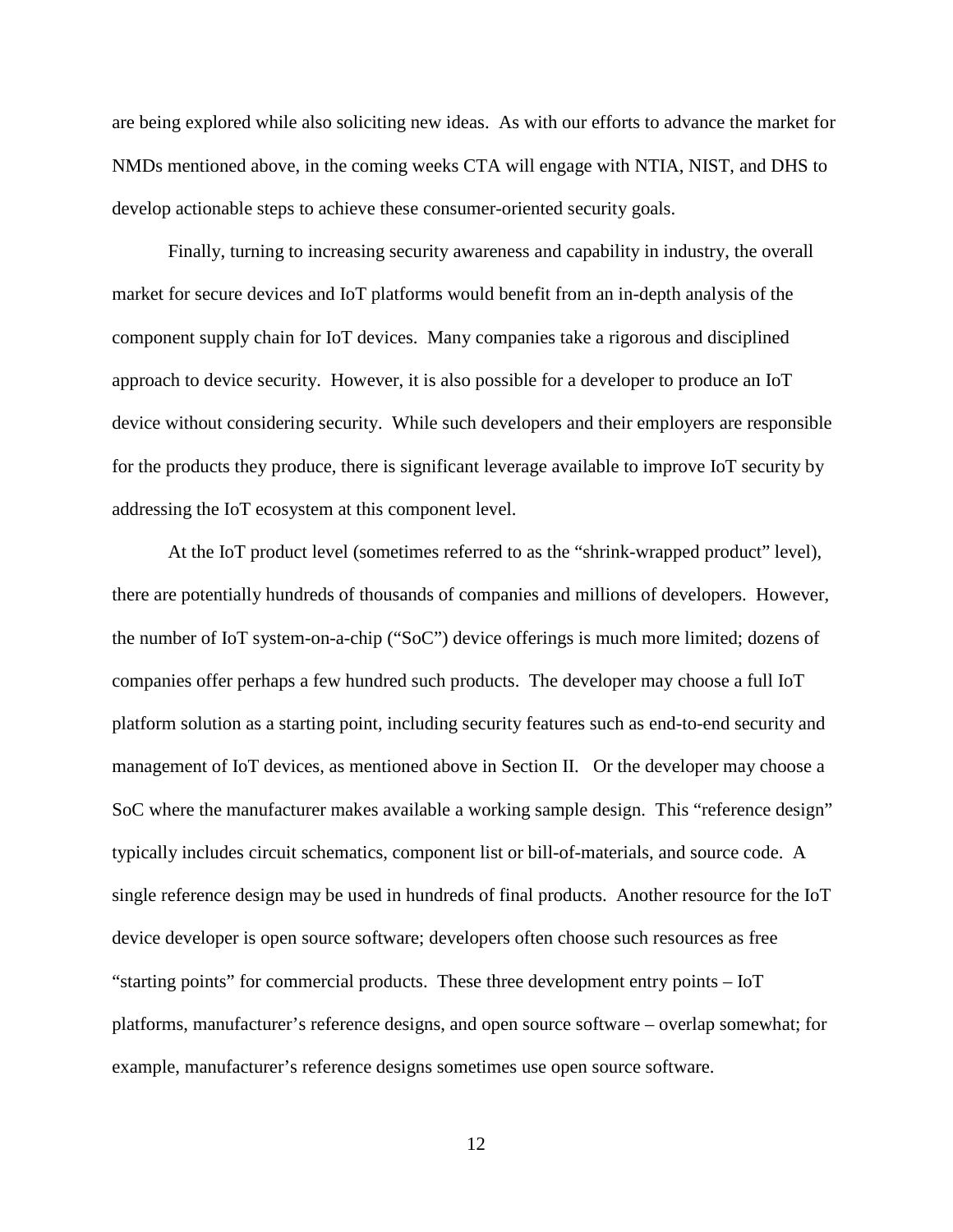are being explored while also soliciting new ideas. As with our efforts to advance the market for NMDs mentioned above, in the coming weeks CTA will engage with NTIA, NIST, and DHS to develop actionable steps to achieve these consumer-oriented security goals.

Finally, turning to increasing security awareness and capability in industry, the overall market for secure devices and IoT platforms would benefit from an in-depth analysis of the component supply chain for IoT devices. Many companies take a rigorous and disciplined approach to device security. However, it is also possible for a developer to produce an IoT device without considering security. While such developers and their employers are responsible for the products they produce, there is significant leverage available to improve IoT security by addressing the IoT ecosystem at this component level.

At the IoT product level (sometimes referred to as the "shrink-wrapped product" level), there are potentially hundreds of thousands of companies and millions of developers. However, the number of IoT system-on-a-chip ("SoC") device offerings is much more limited; dozens of companies offer perhaps a few hundred such products. The developer may choose a full IoT platform solution as a starting point, including security features such as end-to-end security and management of IoT devices, as mentioned above in Section II. Or the developer may choose a SoC where the manufacturer makes available a working sample design. This "reference design" typically includes circuit schematics, component list or bill-of-materials, and source code. A single reference design may be used in hundreds of final products. Another resource for the IoT device developer is open source software; developers often choose such resources as free "starting points" for commercial products. These three development entry points – IoT platforms, manufacturer's reference designs, and open source software – overlap somewhat; for example, manufacturer's reference designs sometimes use open source software.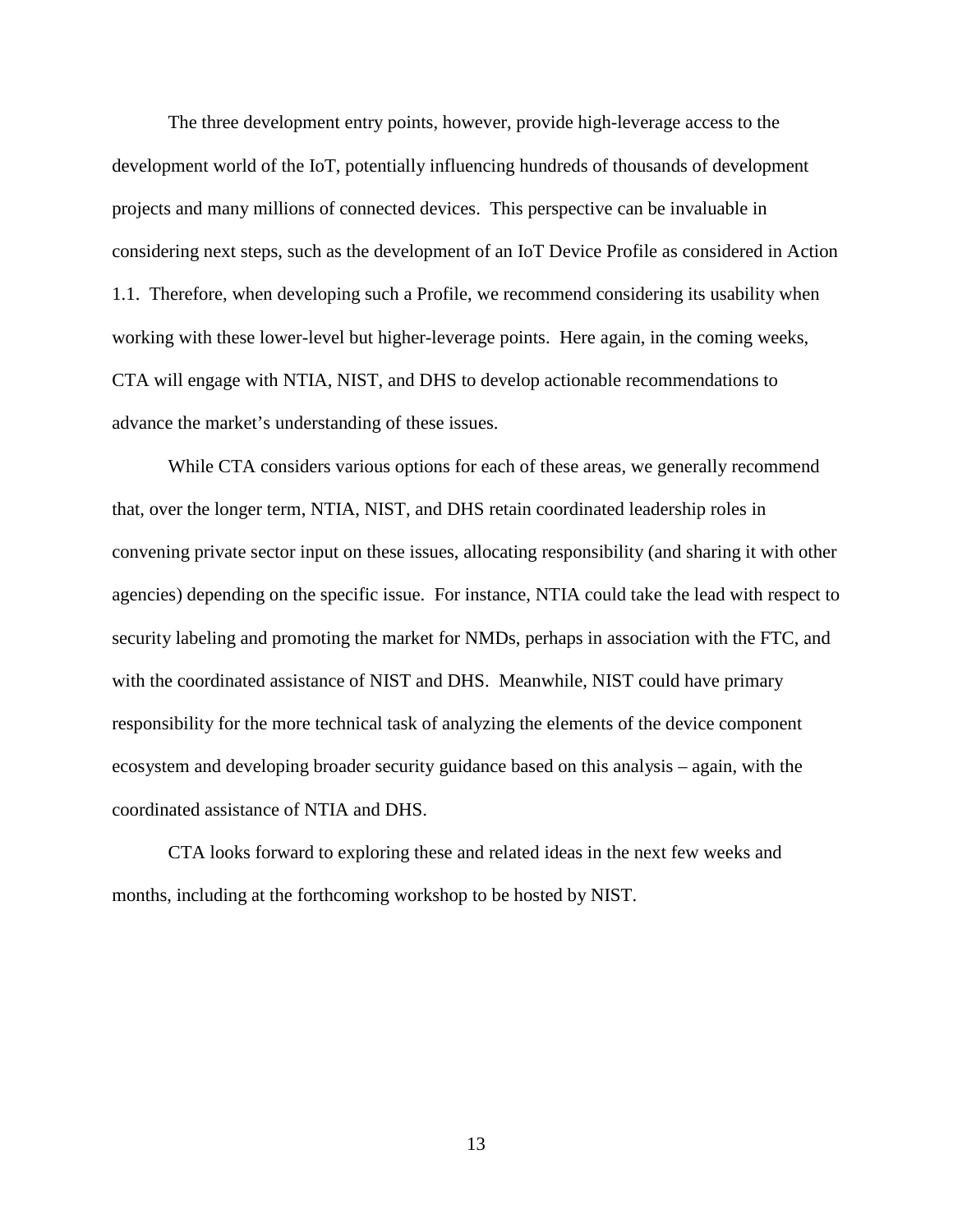The three development entry points, however, provide high-leverage access to the development world of the IoT, potentially influencing hundreds of thousands of development projects and many millions of connected devices. This perspective can be invaluable in considering next steps, such as the development of an IoT Device Profile as considered in Action 1.1. Therefore, when developing such a Profile, we recommend considering its usability when working with these lower-level but higher-leverage points. Here again, in the coming weeks, CTA will engage with NTIA, NIST, and DHS to develop actionable recommendations to advance the market's understanding of these issues.

While CTA considers various options for each of these areas, we generally recommend that, over the longer term, NTIA, NIST, and DHS retain coordinated leadership roles in convening private sector input on these issues, allocating responsibility (and sharing it with other agencies) depending on the specific issue. For instance, NTIA could take the lead with respect to security labeling and promoting the market for NMDs, perhaps in association with the FTC, and with the coordinated assistance of NIST and DHS. Meanwhile, NIST could have primary responsibility for the more technical task of analyzing the elements of the device component ecosystem and developing broader security guidance based on this analysis – again, with the coordinated assistance of NTIA and DHS.

CTA looks forward to exploring these and related ideas in the next few weeks and months, including at the forthcoming workshop to be hosted by NIST.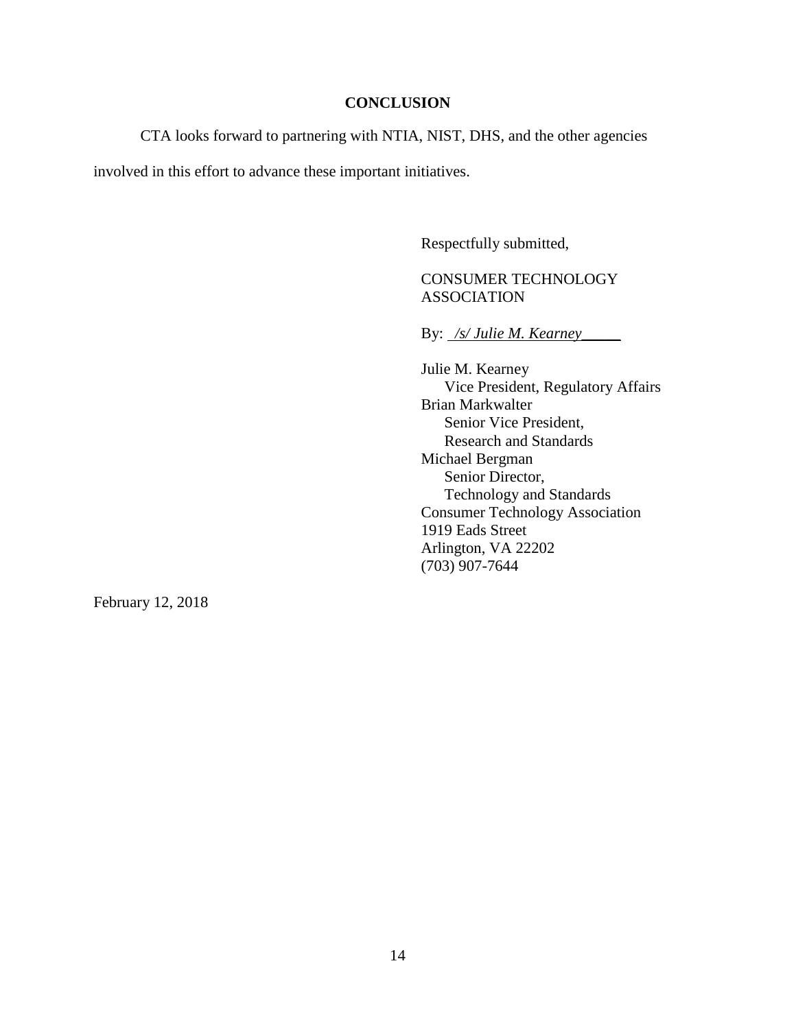## CONCLUSION

CTA looks forward to partnering with NTIA, NIST, DHS, and the other agencies involved in this effort to advance these important initiatives.

Respectfully submitted,

CONSUMER TECHNOLOGY ASSOCIATION

By: *_/s/ Julie M. Kearney_____*

Julie M. Kearney
Vice President, Regulatory Affairs
Brian Markwalter
Senior Vice President,
Research and Standards
Michael Bergman
Senior Director,
Technology and Standards
Consumer Technology Association
1919 Eads Street
Arlington, VA 22202
(703) 907-7644

February 12, 2018